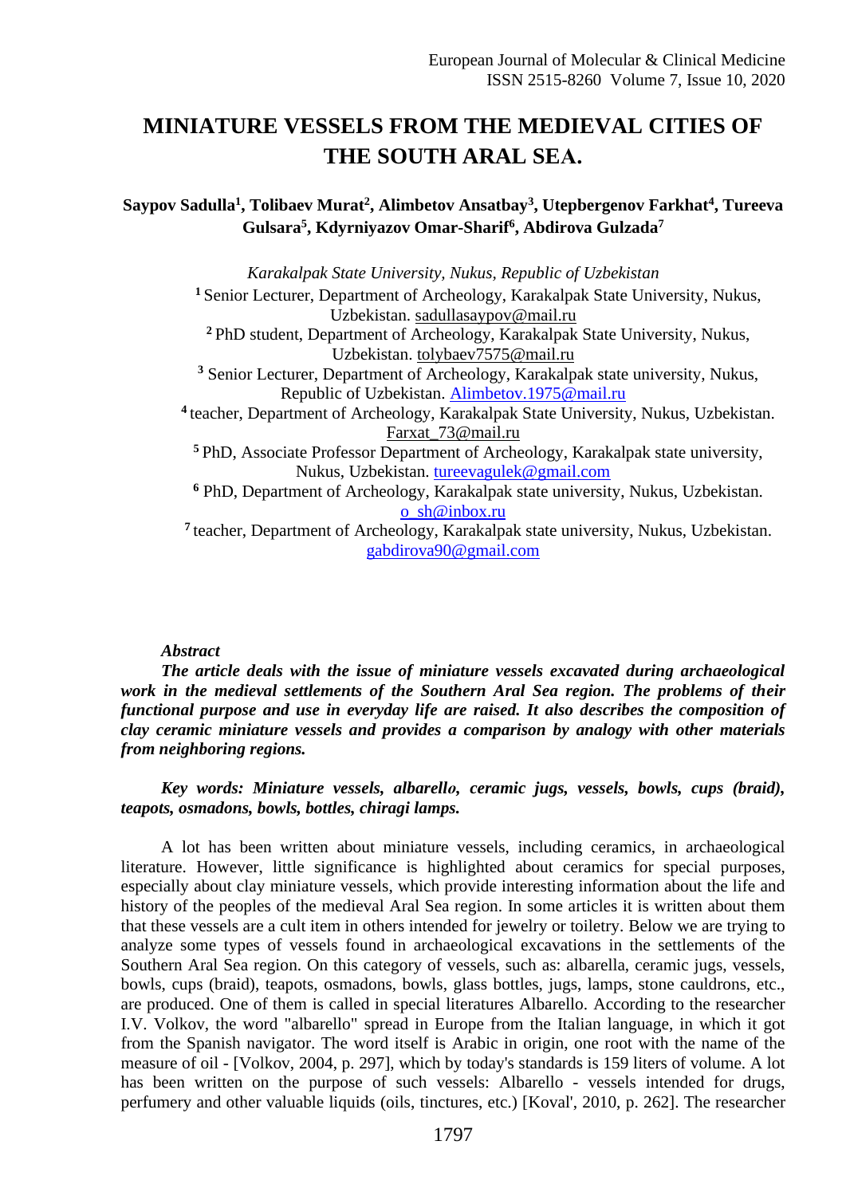# MINIATURE VESSELS FROM THE MEDIEVAL CITIES OF THE SOUTH ARAL SEA.

**Saypov Sadulla[1], Tolibaev Murat[2], Alimbetov Ansatbay[3], Utepbergenov Farkhat[4], Tureeva Gulsara[5], Kdyrniyazov Omar-Sharif[6], Abdirova Gulzada[7]**

*Karakalpak State University, Nukus, Republic of Uzbekistan*

[1] Senior Lecturer, Department of Archeology, Karakalpak State University, Nukus, Uzbekistan. sadullasaypov@mail.ru

[2] PhD student, Department of Archeology, Karakalpak State University, Nukus, Uzbekistan. tolybaev7575@mail.ru

[3] Senior Lecturer, Department of Archeology, Karakalpak state university, Nukus, Republic of Uzbekistan. Alimbetov.1975@mail.ru

[4] teacher, Department of Archeology, Karakalpak State University, Nukus, Uzbekistan. Farxat_73@mail.ru

[5] PhD, Associate Professor Department of Archeology, Karakalpak state university, Nukus, Uzbekistan. tureevagulek@gmail.com

[6] PhD, Department of Archeology, Karakalpak state university, Nukus, Uzbekistan. o_sh@inbox.ru

[7] teacher, Department of Archeology, Karakalpak state university, Nukus, Uzbekistan. gabdirova90@gmail.com

***Abstract***

***The article deals with the issue of miniature vessels excavated during archaeological work in the medieval settlements of the Southern Aral Sea region. The problems of their functional purpose and use in everyday life are raised. It also describes the composition of clay ceramic miniature vessels and provides a comparison by analogy with other materials from neighboring regions.***

***Key words: Miniature vessels, albarello, ceramic jugs, vessels, bowls, cups (braid), teapots, osmadons, bowls, bottles, chiragi lamps.***

A lot has been written about miniature vessels, including ceramics, in archaeological literature. However, little significance is highlighted about ceramics for special purposes, especially about clay miniature vessels, which provide interesting information about the life and history of the peoples of the medieval Aral Sea region. In some articles it is written about them that these vessels are a cult item in others intended for jewelry or toiletry. Below we are trying to analyze some types of vessels found in archaeological excavations in the settlements of the Southern Aral Sea region. On this category of vessels, such as: albarella, ceramic jugs, vessels, bowls, cups (braid), teapots, osmadons, bowls, glass bottles, jugs, lamps, stone cauldrons, etc., are produced. One of them is called in special literatures Albarello. According to the researcher I.V. Volkov, the word "albarello" spread in Europe from the Italian language, in which it got from the Spanish navigator. The word itself is Arabic in origin, one root with the name of the measure of oil - [Volkov, 2004, p. 297], which by today's standards is 159 liters of volume. A lot has been written on the purpose of such vessels: Albarello - vessels intended for drugs, perfumery and other valuable liquids (oils, tinctures, etc.) [Koval', 2010, p. 262]. The researcher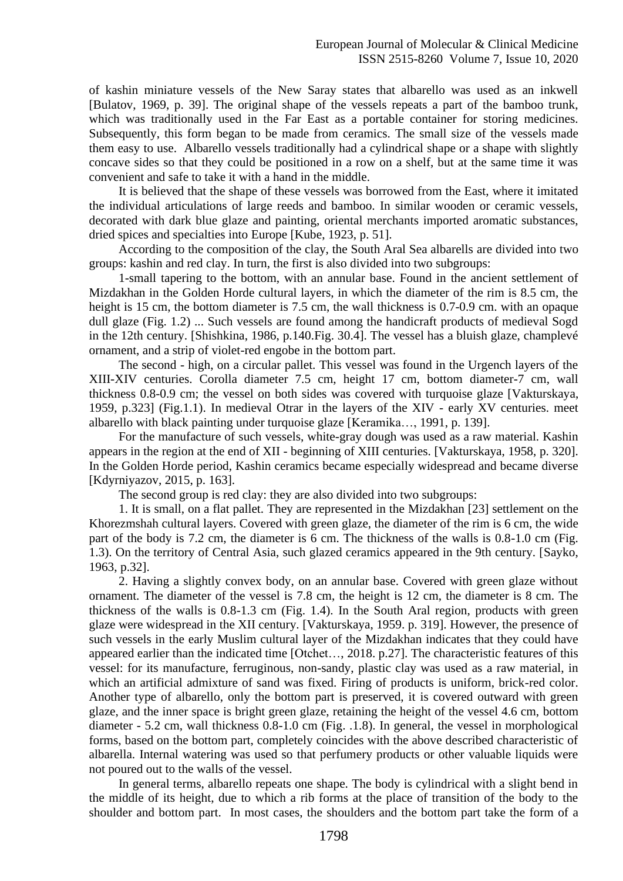of kashin miniature vessels of the New Saray states that albarello was used as an inkwell [Bulatov, 1969, p. 39]. The original shape of the vessels repeats a part for the bamboo trunk, which was traditionally used in the Far East as a portable container for storing medicines. Subsequently, this form began to be made from ceramics. The small size of the vessels made them easy to use. Albarello vessels traditionally had a cylindrical shape or a shape with slightly concave sides so that they could be positioned in a row on a shelf, but at the same time it was convenient and safe to take it with a hand in the middle.

It is believed that the shape of these vessels was borrowed from the East, where it imitated the individual articulations of large reeds and bamboo. In similar wooden or ceramic vessels, decorated with dark blue glaze and painting, oriental merchants imported aromatic substances, dried spices and specialties into Europe [Kube, 1923, p. 51].

According to the composition of the clay, the South Aral Sea albarells are divided into two groups: kashin and red clay. In turn, the first is also divided into two subgroups:

1-small tapering to the bottom, with an annular base. Found in the ancient settlement of Mizdakhan in the Golden Horde cultural layers, in which the diameter of the rim is 8.5 cm, the height is 15 cm, the bottom diameter is 7.5 cm, the wall thickness is 0.7-0.9 cm. with an opaque dull glaze (Fig. 1.2) ... Such vessels are found among the handicraft products of medieval Sogd in the 12th century. [Shishkina, 1986, p.140.Fig. 30.4]. The vessel has a bluish glaze, champlevé ornament, and a strip of violet-red engobe in the bottom part.

The second - high, on a circular pallet. This vessel was found in the Urgench layers of the XIII-XIV centuries. Corolla diameter 7.5 cm, height 17 cm, bottom diameter-7 cm, wall thickness 0.8-0.9 cm; the vessel on both sides was covered with turquoise glaze [Vakturskaya, 1959, p.323] (Fig.1.1). In medieval Otrar in the layers of the XIV - early XV centuries. meet albarello with black painting under turquoise glaze [Keramika…, 1991, p. 139].

For the manufacture of such vessels, white-gray dough was used as a raw material. Kashin appears in the region at the end of XII - beginning of XIII centuries. [Vakturskaya, 1958, p. 320]. In the Golden Horde period, Kashin ceramics became especially widespread and became diverse [Kdyrniyazov, 2015, p. 163].

The second group is red clay: they are also divided into two subgroups:

1. It is small, on a flat pallet. They are represented in the Mizdakhan [23] settlement on the Khorezmshah cultural layers. Covered with green glaze, the diameter of the rim is 6 cm, the wide part of the body is 7.2 cm, the diameter is 6 cm. The thickness of the walls is 0.8-1.0 cm (Fig. 1.3). On the territory of Central Asia, such glazed ceramics appeared in the 9th century. [Sayko, 1963, p.32].

2. Having a slightly convex body, on an annular base. Covered with green glaze without ornament. The diameter of the vessel is 7.8 cm, the height is 12 cm, the diameter is 8 cm. The thickness of the walls is 0.8-1.3 cm (Fig. 1.4). In the South Aral region, products with green glaze were widespread in the XII century. [Vakturskaya, 1959. p. 319]. However, the presence of such vessels in the early Muslim cultural layer of the Mizdakhan indicates that they could have appeared earlier than the indicated time [Otchet…, 2018. p.27]. The characteristic features of this vessel: for its manufacture, ferruginous, non-sandy, plastic clay was used as a raw material, in which an artificial admixture of sand was fixed. Firing of products is uniform, brick-red color. Another type of albarello, only the bottom part is preserved, it is covered outward with green glaze, and the inner space is bright green glaze, retaining the height of the vessel 4.6 cm, bottom diameter - 5.2 cm, wall thickness 0.8-1.0 cm (Fig. .1.8). In general, the vessel in morphological forms, based on the bottom part, completely coincides with the above described characteristic of albarella. Internal watering was used so that perfumery products or other valuable liquids were not poured out to the walls of the vessel.

In general terms, albarello repeats one shape. The body is cylindrical with a slight bend in the middle of its height, due to which a rib forms at the place of transition of the body to the shoulder and bottom part. In most cases, the shoulders and the bottom part take the form of a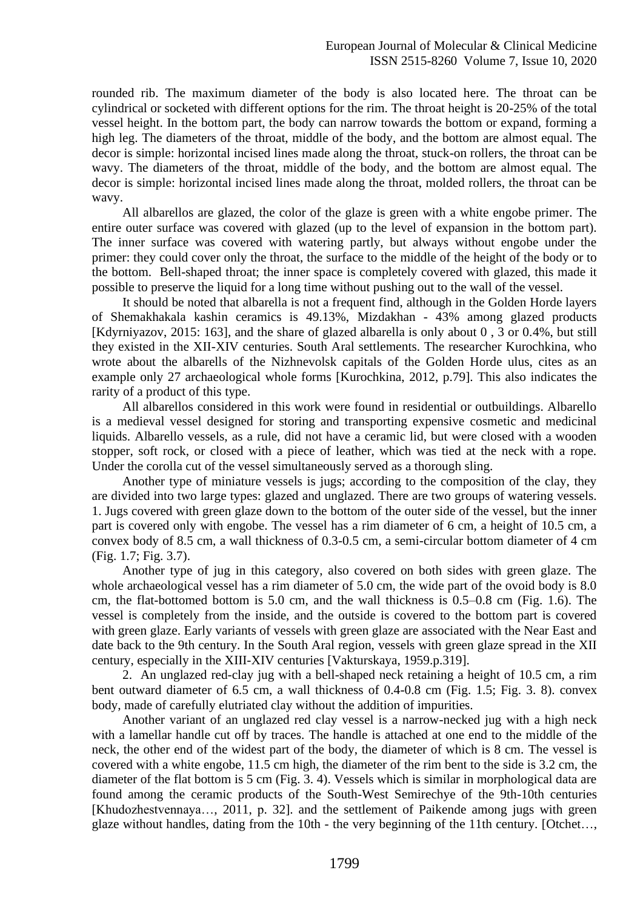rounded rib. The maximum diameter of the body is also located here. The throat can be cylindrical or socketed with different options for the rim. The throat height is 20-25% of the total vessel height. In the bottom part, the body can narrow towards the bottom or expand, forming a high leg. The diameters of the throat, middle of the body, and the bottom are almost equal. The decor is simple: horizontal incised lines made along the throat, stuck-on rollers, the throat can be wavy. The diameters of the throat, middle of the body, and the bottom are almost equal. The decor is simple: horizontal incised lines made along the throat, molded rollers, the throat can be wavy.

All albarellos are glazed, the color of the glaze is green with a white engobe primer. The entire outer surface was covered with glazed (up to the level of expansion in the bottom part). The inner surface was covered with watering partly, but always without engobe under the primer: they could cover only the throat, the surface to the middle of the height of the body or to the bottom. Bell-shaped throat; the inner space is completely covered with glazed, this made it possible to preserve the liquid for a long time without pushing out to the wall of the vessel.

It should be noted that albarella is not a frequent find, although in the Golden Horde layers of Shemakhakala kashin ceramics is 49.13%, Mizdakhan - 43% among glazed products [Kdyrniyazov, 2015: 163], and the share of glazed albarella is only about 0 , 3 or 0.4%, but still they existed in the XII-XIV centuries. South Aral settlements. The researcher Kurochkina, who wrote about the albarells of the Nizhnevolsk capitals of the Golden Horde ulus, cites as an example only 27 archaeological whole forms [Kurochkina, 2012, p.79]. This also indicates the rarity of a product of this type.

All albarellos considered in this work were found in residential or outbuildings. Albarello is a medieval vessel designed for storing and transporting expensive cosmetic and medicinal liquids. Albarello vessels, as a rule, did not have a ceramic lid, but were closed with a wooden stopper, soft rock, or closed with a piece of leather, which was tied at the neck with a rope. Under the corolla cut of the vessel simultaneously served as a thorough sling.

Another type of miniature vessels is jugs; according to the composition of the clay, they are divided into two large types: glazed and unglazed. There are two groups of watering vessels. 1. Jugs covered with green glaze down to the bottom of the outer side of the vessel, but the inner part is covered only with engobe. The vessel has a rim diameter of 6 cm, a height of 10.5 cm, a convex body of 8.5 cm, a wall thickness of 0.3-0.5 cm, a semi-circular bottom diameter of 4 cm (Fig. 1.7; Fig. 3.7).

Another type of jug in this category, also covered on both sides with green glaze. The whole archaeological vessel has a rim diameter of 5.0 cm, the wide part of the ovoid body is 8.0 cm, the flat-bottomed bottom is 5.0 cm, and the wall thickness is 0.5–0.8 cm (Fig. 1.6). The vessel is completely from the inside, and the outside is covered to the bottom part is covered with green glaze. Early variants of vessels with green glaze are associated with the Near East and date back to the 9th century. In the South Aral region, vessels with green glaze spread in the XII century, especially in the XIII-XIV centuries [Vakturskaya, 1959.p.319].

2. An unglazed red-clay jug with a bell-shaped neck retaining a height of 10.5 cm, a rim bent outward diameter of 6.5 cm, a wall thickness of 0.4-0.8 cm (Fig. 1.5; Fig. 3. 8). convex body, made of carefully elutriated clay without the addition of impurities.

Another variant of an unglazed red clay vessel is a narrow-necked jug with a high neck with a lamellar handle cut off by traces. The handle is attached at one end to the middle of the neck, the other end of the widest part of the body, the diameter of which is 8 cm. The vessel is covered with a white engobe, 11.5 cm high, the diameter of the rim bent to the side is 3.2 cm, the diameter of the flat bottom is 5 cm (Fig. 3. 4). Vessels which is similar in morphological data are found among the ceramic products of the South-West Semirechye of the 9th-10th centuries [Khudozhestvennaya…, 2011, p. 32]. and the settlement of Paikende among jugs with green glaze without handles, dating from the 10th - the very beginning of the 11th century. [Otchet…,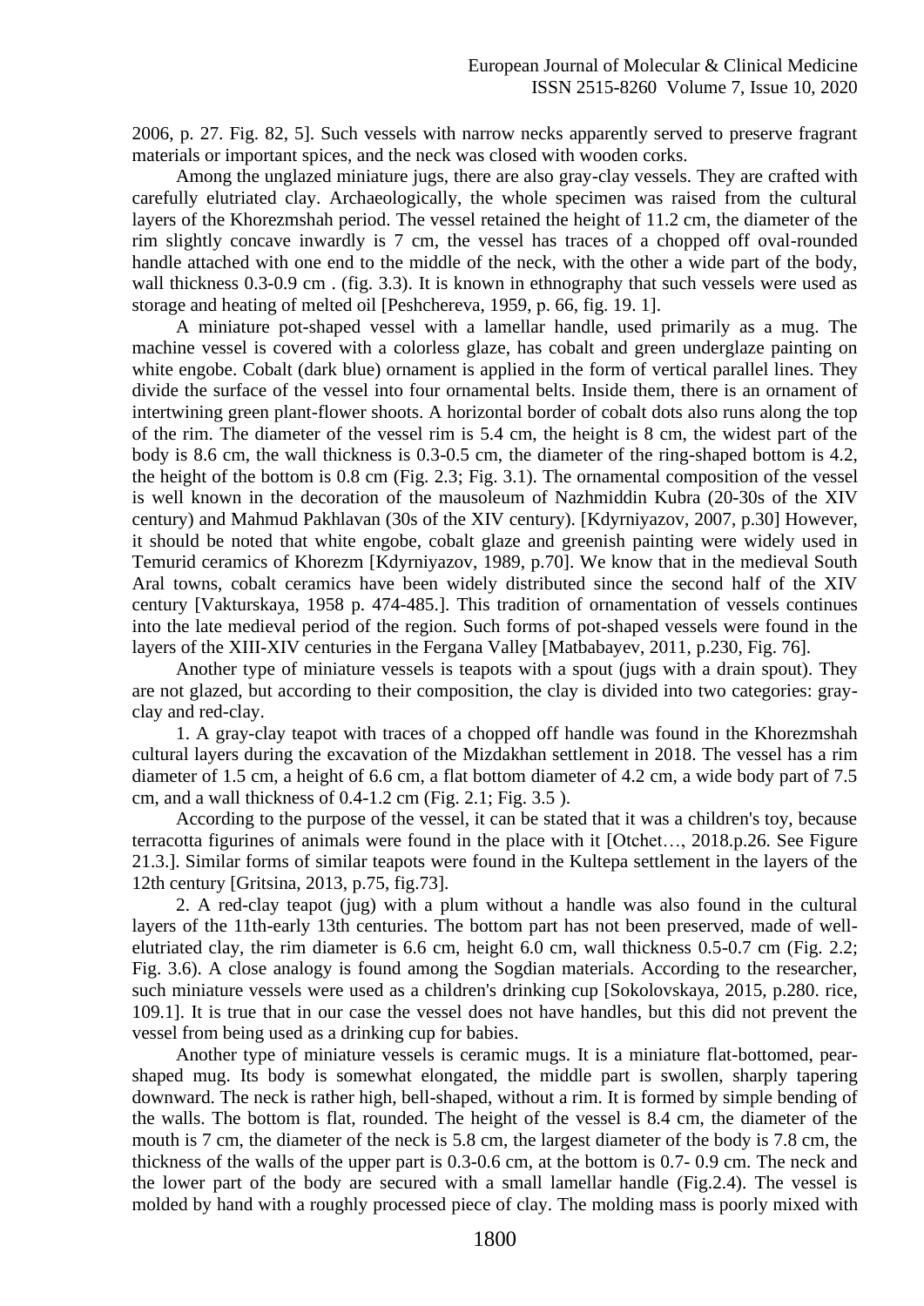2006, p. 27. Fig. 82, 5]. Such vessels with narrow necks apparently served to preserve fragrant materials or important spices, and the neck was closed with wooden corks.

Among the unglazed miniature jugs, there are also gray-clay vessels. They are crafted with carefully elutriated clay. Archaeologically, the whole specimen was raised from the cultural layers of the Khorezmshah period. The vessel retained the height of 11.2 cm, the diameter of the rim slightly concave inwardly is 7 cm, the vessel has traces of a chopped off oval-rounded handle attached with one end to the middle of the neck, with the other a wide part of the body, wall thickness 0.3-0.9 cm . (fig. 3.3). It is known in ethnography that such vessels were used as storage and heating of melted oil [Peshchereva, 1959, p. 66, fig. 19. 1].

A miniature pot-shaped vessel with a lamellar handle, used primarily as a mug. The machine vessel is covered with a colorless glaze, has cobalt and green underglaze painting on white engobe. Cobalt (dark blue) ornament is applied in the form of vertical parallel lines. They divide the surface of the vessel into four ornamental belts. Inside them, there is an ornament of intertwining green plant-flower shoots. A horizontal border of cobalt dots also runs along the top of the rim. The diameter of the vessel rim is 5.4 cm, the height is 8 cm, the widest part of the body is 8.6 cm, the wall thickness is 0.3-0.5 cm, the diameter of the ring-shaped bottom is 4.2, the height of the bottom is 0.8 cm (Fig. 2.3; Fig. 3.1). The ornamental composition of the vessel is well known in the decoration of the mausoleum of Nazhmiddin Kubra (20-30s of the XIV century) and Mahmud Pakhlavan (30s of the XIV century). [Kdyrniyazov, 2007, p.30] However, it should be noted that white engobe, cobalt glaze and greenish painting were widely used in Temurid ceramics of Khorezm [Kdyrniyazov, 1989, p.70]. We know that in the medieval South Aral towns, cobalt ceramics have been widely distributed since the second half of the XIV century [Vakturskaya, 1958 p. 474-485.]. This tradition of ornamentation of vessels continues into the late medieval period of the region. Such forms of pot-shaped vessels were found in the layers of the XIII-XIV centuries in the Fergana Valley [Matbabayev, 2011, p.230, Fig. 76].

Another type of miniature vessels is teapots with a spout (jugs with a drain spout). They are not glazed, but according to their composition, the clay is divided into two categories: gray-clay and red-clay.

1. A gray-clay teapot with traces of a chopped off handle was found in the Khorezmshah cultural layers during the excavation of the Mizdakhan settlement in 2018. The vessel has a rim diameter of 1.5 cm, a height of 6.6 cm, a flat bottom diameter of 4.2 cm, a wide body part of 7.5 cm, and a wall thickness of 0.4-1.2 cm (Fig. 2.1; Fig. 3.5 ).

According to the purpose of the vessel, it can be stated that it was a children's toy, because terracotta figurines of animals were found in the place with it [Otchet…, 2018.p.26. See Figure 21.3.]. Similar forms of similar teapots were found in the Kultepa settlement in the layers of the 12th century [Gritsina, 2013, p.75, fig.73].

2. A red-clay teapot (jug) with a plum without a handle was also found in the cultural layers of the 11th-early 13th centuries. The bottom part has not been preserved, made of well-elutriated clay, the rim diameter is 6.6 cm, height 6.0 cm, wall thickness 0.5-0.7 cm (Fig. 2.2; Fig. 3.6). A close analogy is found among the Sogdian materials. According to the researcher, such miniature vessels were used as a children's drinking cup [Sokolovskaya, 2015, p.280. rice, 109.1]. It is true that in our case the vessel does not have handles, but this did not prevent the vessel from being used as a drinking cup for babies.

Another type of miniature vessels is ceramic mugs. It is a miniature flat-bottomed, pear-shaped mug. Its body is somewhat elongated, the middle part is swollen, sharply tapering downward. The neck is rather high, bell-shaped, without a rim. It is formed by simple bending of the walls. The bottom is flat, rounded. The height of the vessel is 8.4 cm, the diameter of the mouth is 7 cm, the diameter of the neck is 5.8 cm, the largest diameter of the body is 7.8 cm, the thickness of the walls of the upper part is 0.3-0.6 cm, at the bottom is 0.7- 0.9 cm. The neck and the lower part of the body are secured with a small lamellar handle (Fig.2.4). The vessel is molded by hand with a roughly processed piece of clay. The molding mass is poorly mixed with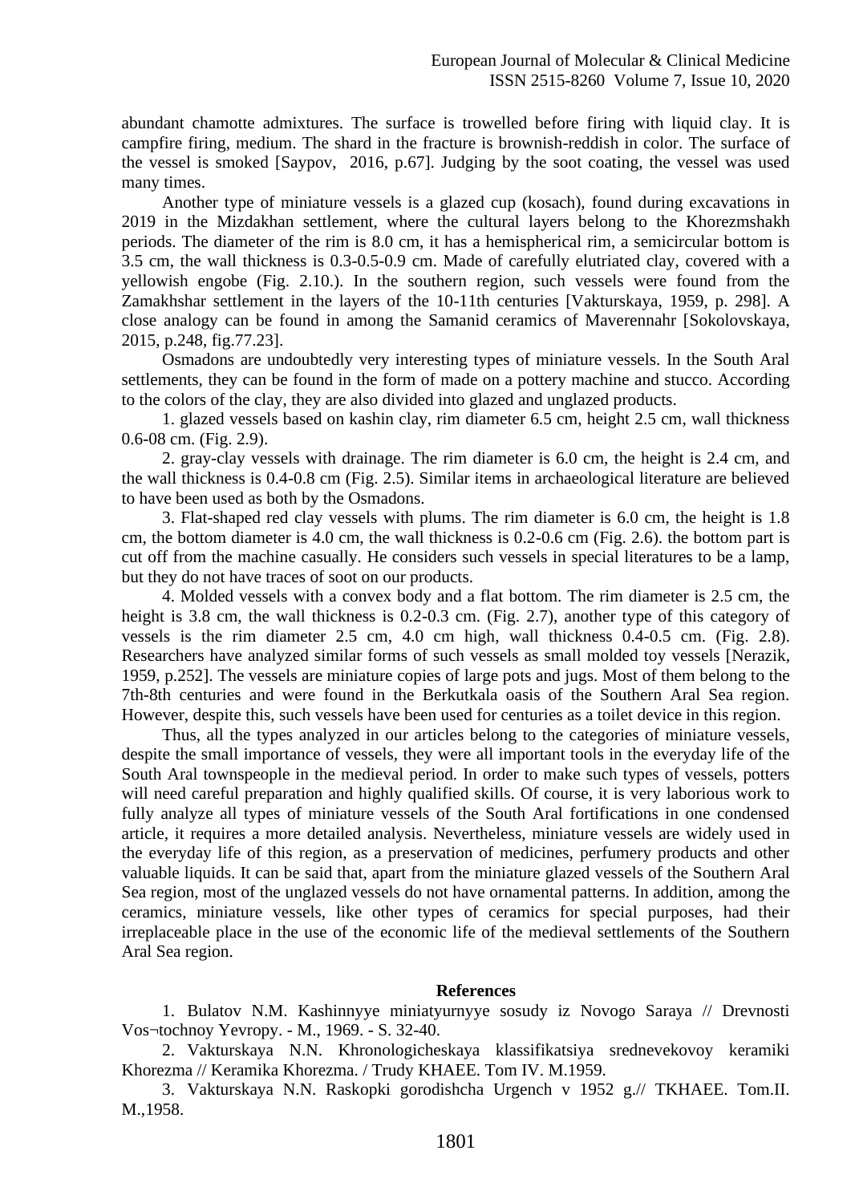abundant chamotte admixtures. The surface is trowelled before firing with liquid clay. It is campfire firing, medium. The shard in the fracture is brownish-reddish in color. The surface of the vessel is smoked [Saypov, 2016, p.67]. Judging by the soot coating, the vessel was used many times.

Another type of miniature vessels is a glazed cup (kosach), found during excavations in 2019 in the Mizdakhan settlement, where the cultural layers belong to the Khorezmshakh periods. The diameter of the rim is 8.0 cm, it has a hemispherical rim, a semicircular bottom is 3.5 cm, the wall thickness is 0.3-0.5-0.9 cm. Made of carefully elutriated clay, covered with a yellowish engobe (Fig. 2.10.). In the southern region, such vessels were found from the Zamakhshar settlement in the layers of the 10-11th centuries [Vakturskaya, 1959, p. 298]. A close analogy can be found in among the Samanid ceramics of Maverennahr [Sokolovskaya, 2015, p.248, fig.77.23].

Osmadons are undoubtedly very interesting types of miniature vessels. In the South Aral settlements, they can be found in the form of made on a pottery machine and stucco. According to the colors of the clay, they are also divided into glazed and unglazed products.

1. glazed vessels based on kashin clay, rim diameter 6.5 cm, height 2.5 cm, wall thickness 0.6-08 cm. (Fig. 2.9).

2. gray-clay vessels with drainage. The rim diameter is 6.0 cm, the height is 2.4 cm, and the wall thickness is 0.4-0.8 cm (Fig. 2.5). Similar items in archaeological literature are believed to have been used as both by the Osmadons.

3. Flat-shaped red clay vessels with plums. The rim diameter is 6.0 cm, the height is 1.8 cm, the bottom diameter is 4.0 cm, the wall thickness is 0.2-0.6 cm (Fig. 2.6). the bottom part is cut off from the machine casually. He considers such vessels in special literatures to be a lamp, but they do not have traces of soot on our products.

4. Molded vessels with a convex body and a flat bottom. The rim diameter is 2.5 cm, the height is 3.8 cm, the wall thickness is 0.2-0.3 cm. (Fig. 2.7), another type of this category of vessels is the rim diameter 2.5 cm, 4.0 cm high, wall thickness 0.4-0.5 cm. (Fig. 2.8). Researchers have analyzed similar forms of such vessels as small molded toy vessels [Nerazik, 1959, p.252]. The vessels are miniature copies of large pots and jugs. Most of them belong to the 7th-8th centuries and were found in the Berkutkala oasis of the Southern Aral Sea region. However, despite this, such vessels have been used for centuries as a toilet device in this region.

Thus, all the types analyzed in our articles belong to the categories of miniature vessels, despite the small importance of vessels, they were all important tools in the everyday life of the South Aral townspeople in the medieval period. In order to make such types of vessels, potters will need careful preparation and highly qualified skills. Of course, it is very laborious work to fully analyze all types of miniature vessels of the South Aral fortifications in one condensed article, it requires a more detailed analysis. Nevertheless, miniature vessels are widely used in the everyday life of this region, as a preservation of medicines, perfumery products and other valuable liquids. It can be said that, apart from the miniature glazed vessels of the Southern Aral Sea region, most of the unglazed vessels do not have ornamental patterns. In addition, among the ceramics, miniature vessels, like other types of ceramics for special purposes, had their irreplaceable place in the use of the economic life of the medieval settlements of the Southern Aral Sea region.

**References**

1. Bulatov N.M. Kashinnyye miniatyurnyye sosudy iz Novogo Saraya // Drevnosti Vos¬tochnoy Yevropy. - M., 1969. - S. 32-40.
2. Vakturskaya N.N. Khronologicheskaya klassifikatsiya srednevekovoy keramiki Khorezma // Keramika Khorezma. / Trudy KHAEE. Tom IV. M.1959.
3. Vakturskaya N.N. Raskopki gorodishcha Urgench v 1952 g.// TKHAEE. Tom.II. M.,1958.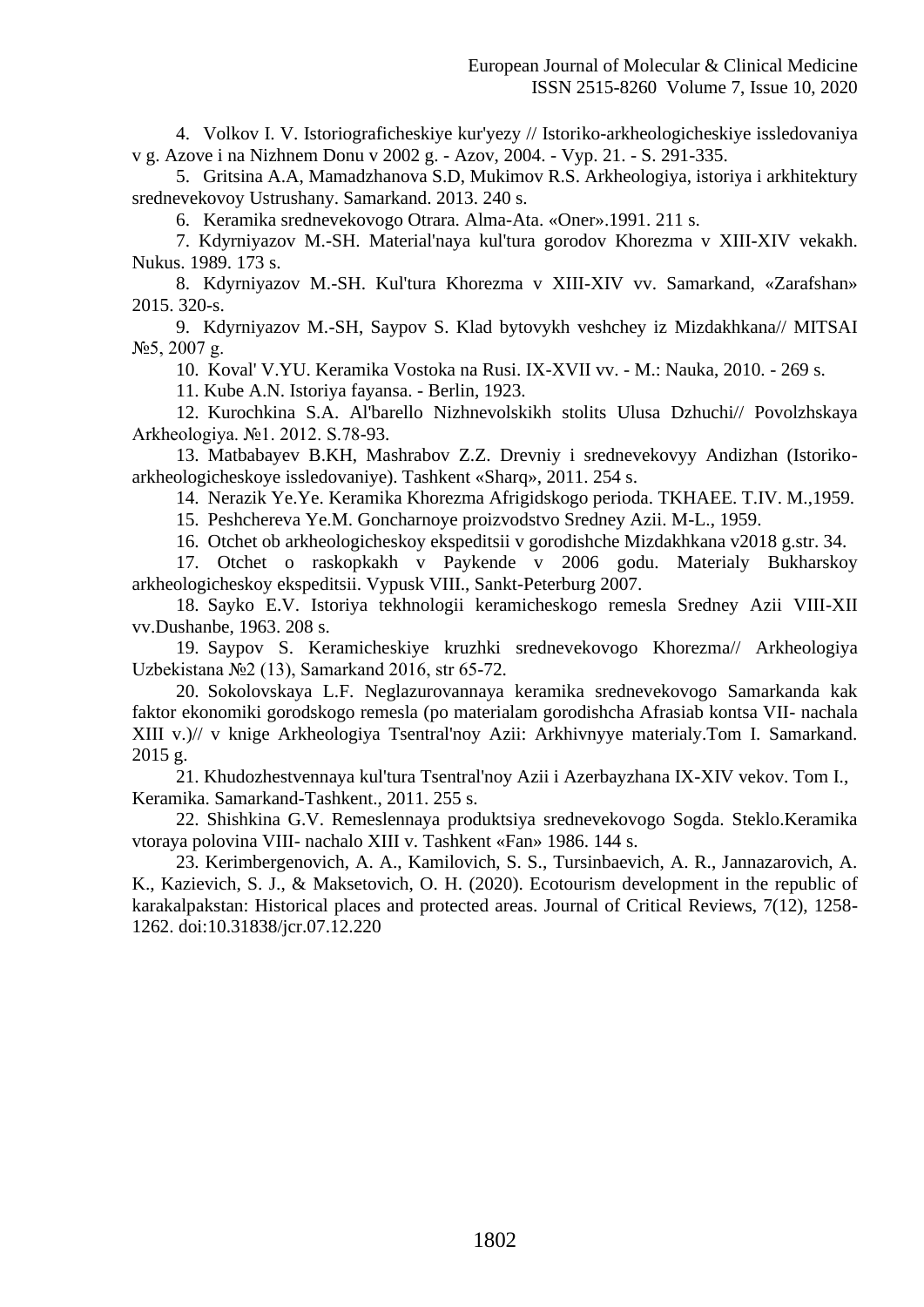4. Volkov I. V. Istoriograficheskiye kur'yezy // Istoriko-arkheologicheskiye issledovaniya v g. Azove i na Nizhnem Donu v 2002 g. - Azov, 2004. - Vyp. 21. - S. 291-335.

5. Gritsina A.A, Mamadzhanova S.D, Mukimov R.S. Arkheologiya, istoriya i arkhitektury srednevekovoy Ustrushany. Samarkand. 2013. 240 s.

6. Keramika srednevekovogo Otrara. Alma-Ata. «Oner».1991. 211 s.

7. Kdyrniyazov M.-SH. Material'naya kul'tura gorodov Khorezma v XIII-XIV vekakh. Nukus. 1989. 173 s.

8. Kdyrniyazov M.-SH. Kul'tura Khorezma v XIII-XIV vv. Samarkand, «Zarafshan» 2015. 320-s.

9. Kdyrniyazov M.-SH, Saypov S. Klad bytovykh veshchey iz Mizdakhkana// MITSAI №5, 2007 g.

10. Koval' V.YU. Keramika Vostoka na Rusi. IX-XVII vv. - M.: Nauka, 2010. - 269 s.

11. Kube A.N. Istoriya fayansa. - Berlin, 1923.

12. Kurochkina S.A. Al'barello Nizhnevolskikh stolits Ulusa Dzhuchi// Povolzhskaya Arkheologiya. №1. 2012. S.78-93.

13. Matbabayev B.KH, Mashrabov Z.Z. Drevniy i srednevekovyy Andizhan (Istoriko-arkheologicheskoye issledovaniye). Tashkent «Sharq», 2011. 254 s.

14. Nerazik Ye.Ye. Keramika Khorezma Afrigidskogo perioda. TKHAEE. T.IV. M.,1959.

15. Peshchereva Ye.M. Goncharnoye proizvodstvo Sredney Azii. M-L., 1959.

16. Otchet ob arkheologicheskoy ekspeditsii v gorodishche Mizdakhkana v2018 g.str. 34.

17. Otchet o raskopkakh v Paykende v 2006 godu. Materialy Bukharskoy arkheologicheskoy ekspeditsii. Vypusk VIII., Sankt-Peterburg 2007.

18. Sayko E.V. Istoriya tekhnologii keramicheskogo remesla Sredney Azii VIII-XII vv.Dushanbe, 1963. 208 s.

19. Saypov S. Keramicheskiye kruzhki srednevekovogo Khorezma// Arkheologiya Uzbekistana №2 (13), Samarkand 2016, str 65-72.

20. Sokolovskaya L.F. Neglazurovannaya keramika srednevekovogo Samarkanda kak faktor ekonomiki gorodskogo remesla (po materialam gorodishcha Afrasiab kontsa VII- nachala XIII v.)// v knige Arkheologiya Tsentral'noy Azii: Arkhivnyye materialy.Tom I. Samarkand. 2015 g.

21. Khudozhestvennaya kul'tura Tsentral'noy Azii i Azerbayzhana IX-XIV vekov. Tom I., Keramika. Samarkand-Tashkent., 2011. 255 s.

22. Shishkina G.V. Remeslennaya produktsiya srednevekovogo Sogda. Steklo.Keramika vtoraya polovina VIII- nachalo XIII v. Tashkent «Fan» 1986. 144 s.

23. Kerimbergenovich, A. A., Kamilovich, S. S., Tursinbaevich, A. R., Jannazarovich, A. K., Kazievich, S. J., & Maksetovich, O. H. (2020). Ecotourism development in the republic of karakalpakstan: Historical places and protected areas. Journal of Critical Reviews, 7(12), 1258-1262. doi:10.31838/jcr.07.12.220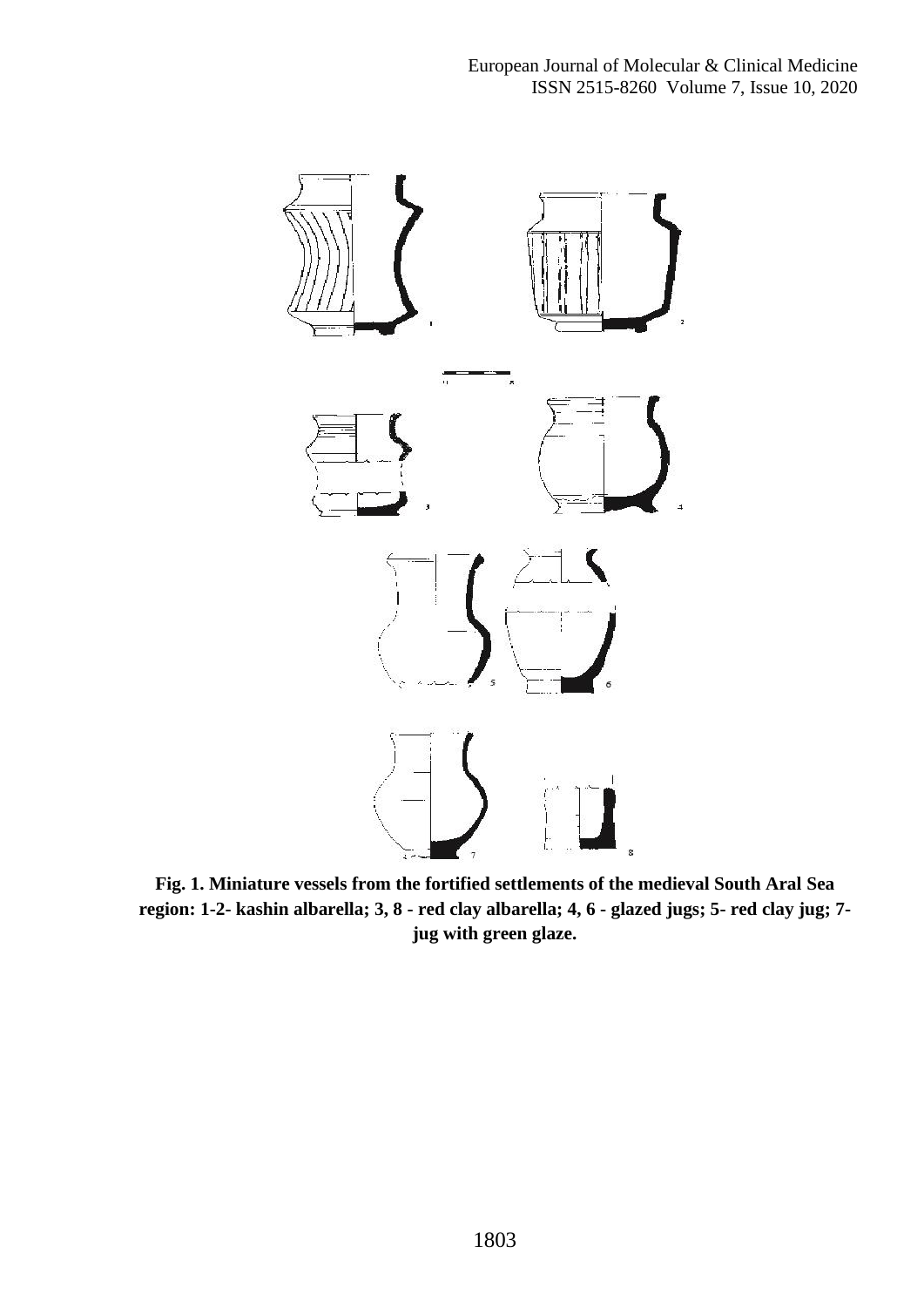**Fig. 1. Miniature vessels from the fortified settlements of the medieval South Aral Sea region: 1-2- kashin albarella; 3, 8 - red clay albarella; 4, 6 - glazed jugs; 5- red clay jug; 7- jug with green glaze.**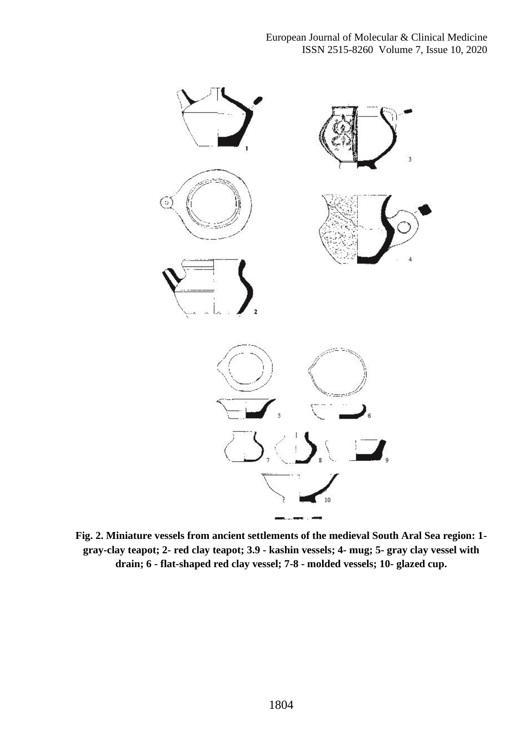**Fig. 2. Miniature vessels from ancient settlements of the medieval South Aral Sea region: 1- gray-clay teapot; 2- red clay teapot; 3.9 - kashin vessels; 4- mug; 5- gray clay vessel with drain; 6 - flat-shaped red clay vessel; 7-8 - molded vessels; 10- glazed cup.**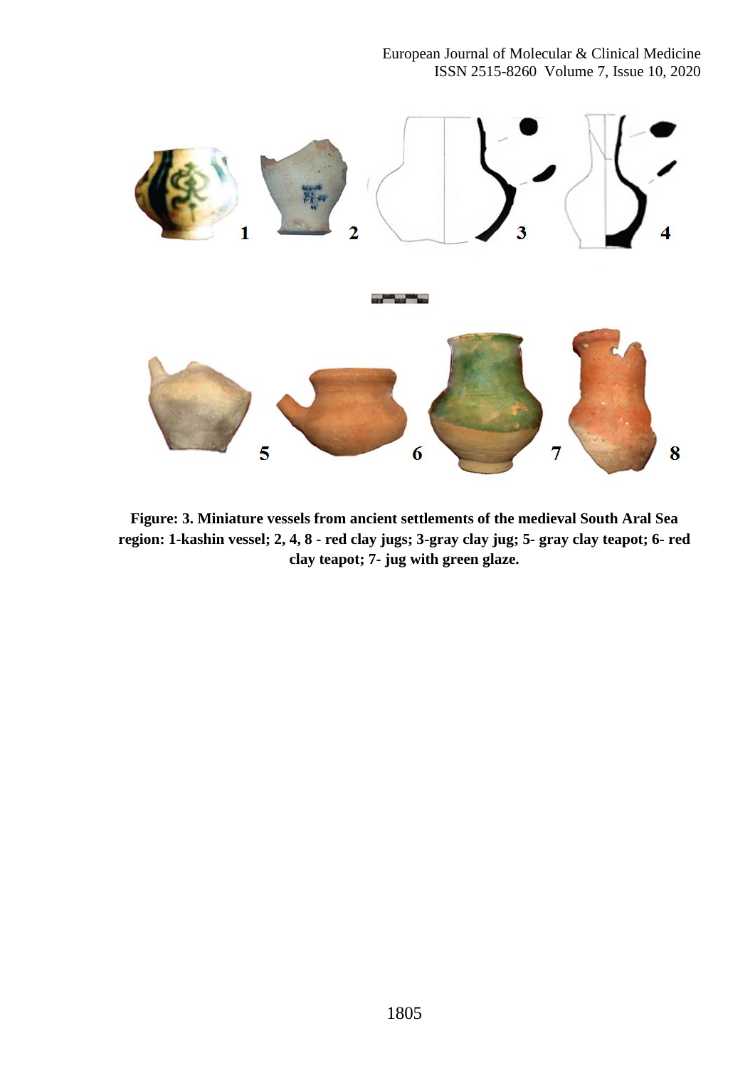**Figure: 3. Miniature vessels from ancient settlements of the medieval South Aral Sea region: 1-kashin vessel; 2, 4, 8 - red clay jugs; 3-gray clay jug; 5- gray clay teapot; 6- red clay teapot; 7- jug with green glaze.**